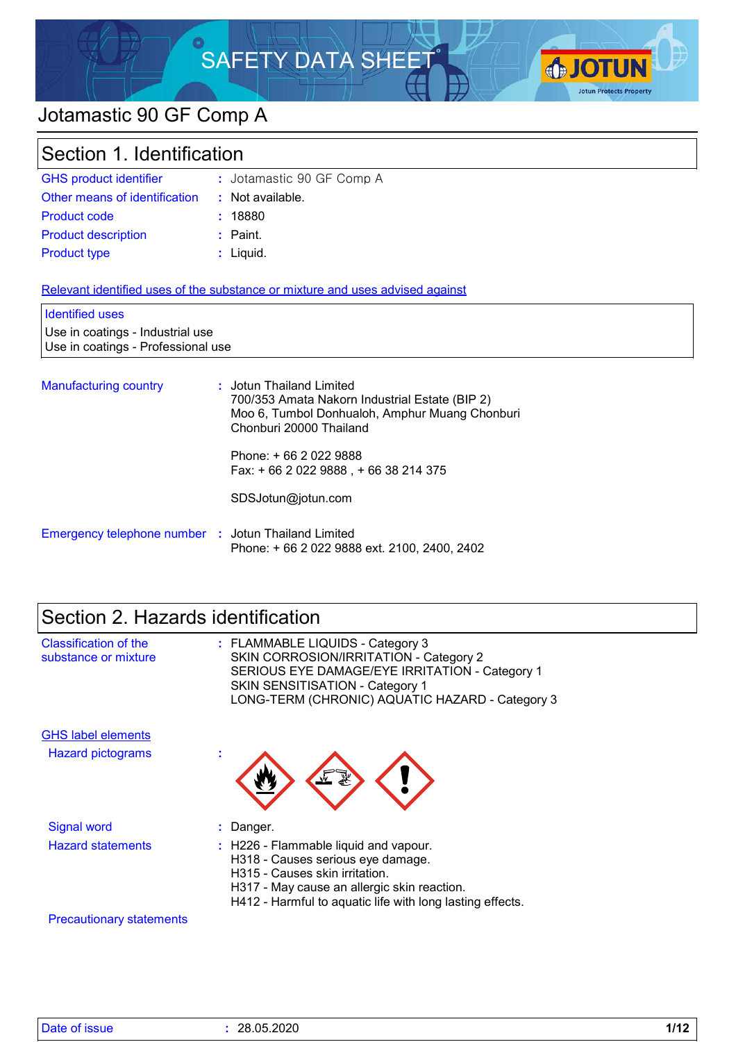# SAFETY DATA SHEET

## Jotamastic 90 GF Comp A

## Section 1. Identification

| | | |
|---|---|---|
| GHS product identifier | : | Jotamastic 90 GF Comp A |
| Other means of identification | : | Not available. |
| Product code | : | 18880 |
| Product description | : | Paint. |
| Product type | : | Liquid. |

**Relevant identified uses of the substance or mixture and uses advised against**

**Identified uses**

Use in coatings - Industrial use
Use in coatings - Professional use

**Manufacturing country** : Jotun Thailand Limited
700/353 Amata Nakorn Industrial Estate (BIP 2)
Moo 6, Tumbol Donhualoh, Amphur Muang Chonburi
Chonburi 20000 Thailand

Phone: + 66 2 022 9888
Fax: + 66 2 022 9888 , + 66 38 214 375

SDSJotun@jotun.com

**Emergency telephone number** : Jotun Thailand Limited
Phone: + 66 2 022 9888 ext. 2100, 2400, 2402

## Section 2. Hazards identification

**Classification of the substance or mixture** : FLAMMABLE LIQUIDS - Category 3
SKIN CORROSION/IRRITATION - Category 2
SERIOUS EYE DAMAGE/EYE IRRITATION - Category 1
SKIN SENSITISATION - Category 1
LONG-TERM (CHRONIC) AQUATIC HAZARD - Category 3

**GHS label elements**

**Hazard pictograms** :

**Signal word** : Danger.

**Hazard statements** : H226 - Flammable liquid and vapour.
H318 - Causes serious eye damage.
H315 - Causes skin irritation.
H317 - May cause an allergic skin reaction.
H412 - Harmful to aquatic life with long lasting effects.

**Precautionary statements**

Date of issue : 28.05.2020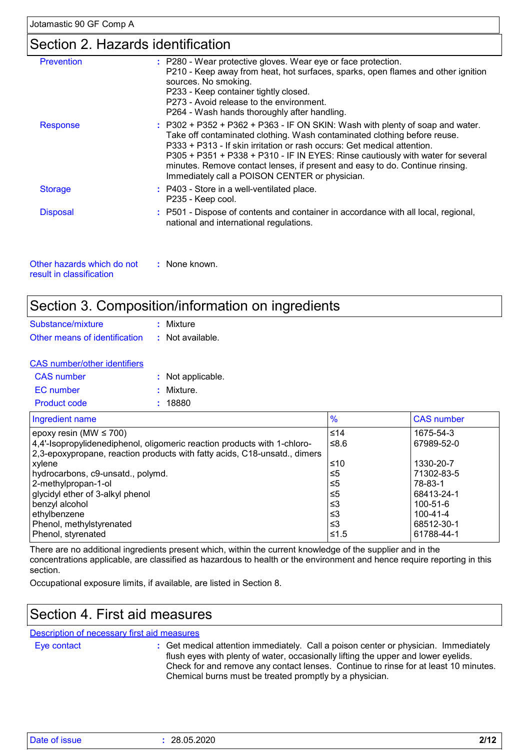## Section 2. Hazards identification

| | | |
|---|---|---|
| Prevention | : | P280 - Wear protective gloves. Wear eye or face protection.<br>P210 - Keep away from heat, hot surfaces, sparks, open flames and other ignition sources. No smoking.<br>P233 - Keep container tightly closed.<br>P273 - Avoid release to the environment.<br>P264 - Wash hands thoroughly after handling. |
| Response | : | P302 + P352 + P362 + P363 - IF ON SKIN: Wash with plenty of soap and water. Take off contaminated clothing. Wash contaminated clothing before reuse.<br>P333 + P313 - If skin irritation or rash occurs: Get medical attention.<br>P305 + P351 + P338 + P310 - IF IN EYES: Rinse cautiously with water for several minutes. Remove contact lenses, if present and easy to do. Continue rinsing. Immediately call a POISON CENTER or physician. |
| Storage | : | P403 - Store in a well-ventilated place.<br>P235 - Keep cool. |
| Disposal | : | P501 - Dispose of contents and container in accordance with all local, regional, national and international regulations. |

Other hazards which do not result in classification : None known.

## Section 3. Composition/information on ingredients

Substance/mixture : Mixture

Other means of identification : Not available.

**CAS number/other identifiers**

CAS number : Not applicable.

EC number : Mixture.

Product code : 18880

| Ingredient name | % | CAS number |
|---|---|---|
| epoxy resin (MW ≤ 700) | ≤14 | 1675-54-3 |
| 4,4'-Isopropylidenediphenol, oligomeric reaction products with 1-chloro-2,3-epoxypropane, reaction products with fatty acids, C18-unsatd., dimers | ≤8.6 | 67989-52-0 |
| xylene | ≤10 | 1330-20-7 |
| hydrocarbons, c9-unsatd., polymd. | ≤5 | 71302-83-5 |
| 2-methylpropan-1-ol | ≤5 | 78-83-1 |
| glycidyl ether of 3-alkyl phenol | ≤5 | 68413-24-1 |
| benzyl alcohol | ≤3 | 100-51-6 |
| ethylbenzene | ≤3 | 100-41-4 |
| Phenol, methylstyrenated | ≤3 | 68512-30-1 |
| Phenol, styrenated | ≤1.5 | 61788-44-1 |

There are no additional ingredients present which, within the current knowledge of the supplier and in the concentrations applicable, are classified as hazardous to health or the environment and hence require reporting in this section.

Occupational exposure limits, if available, are listed in Section 8.

## Section 4. First aid measures

**Description of necessary first aid measures**

Eye contact : Get medical attention immediately. Call a poison center or physician. Immediately flush eyes with plenty of water, occasionally lifting the upper and lower eyelids. Check for and remove any contact lenses. Continue to rinse for at least 10 minutes. Chemical burns must be treated promptly by a physician.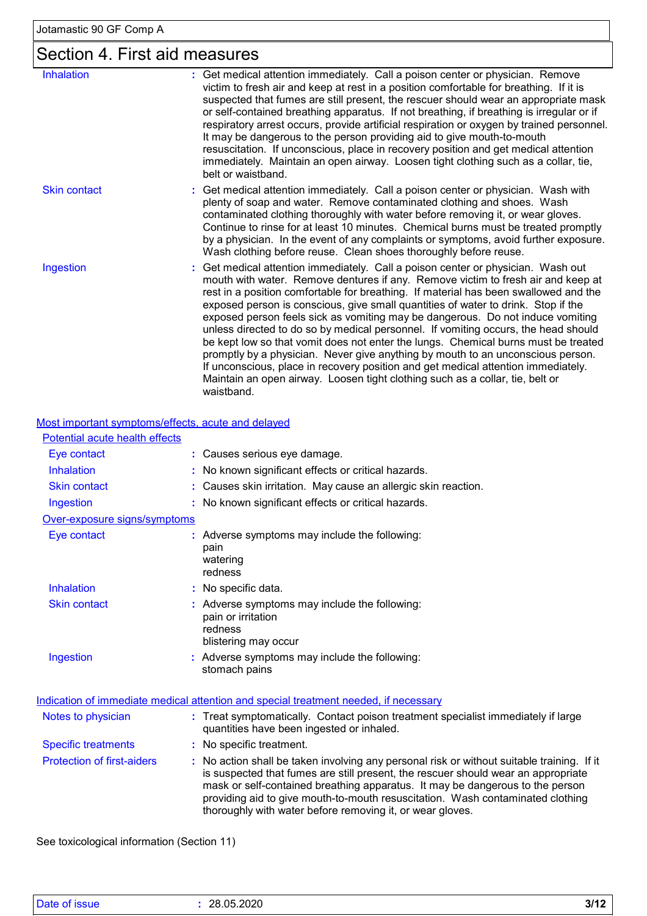## Section 4. First aid measures

| | |
|---|---|
| Inhalation | Get medical attention immediately. Call a poison center or physician. Remove victim to fresh air and keep at rest in a position comfortable for breathing. If it is suspected that fumes are still present, the rescuer should wear an appropriate mask or self-contained breathing apparatus. If not breathing, if breathing is irregular or if respiratory arrest occurs, provide artificial respiration or oxygen by trained personnel. It may be dangerous to the person providing aid to give mouth-to-mouth resuscitation. If unconscious, place in recovery position and get medical attention immediately. Maintain an open airway. Loosen tight clothing such as a collar, tie, belt or waistband. |
| Skin contact | Get medical attention immediately. Call a poison center or physician. Wash with plenty of soap and water. Remove contaminated clothing and shoes. Wash contaminated clothing thoroughly with water before removing it, or wear gloves. Continue to rinse for at least 10 minutes. Chemical burns must be treated promptly by a physician. In the event of any complaints or symptoms, avoid further exposure. Wash clothing before reuse. Clean shoes thoroughly before reuse. |
| Ingestion | Get medical attention immediately. Call a poison center or physician. Wash out mouth with water. Remove dentures if any. Remove victim to fresh air and keep at rest in a position comfortable for breathing. If material has been swallowed and the exposed person is conscious, give small quantities of water to drink. Stop if the exposed person feels sick as vomiting may be dangerous. Do not induce vomiting unless directed to do so by medical personnel. If vomiting occurs, the head should be kept low so that vomit does not enter the lungs. Chemical burns must be treated promptly by a physician. Never give anything by mouth to an unconscious person. If unconscious, place in recovery position and get medical attention immediately. Maintain an open airway. Loosen tight clothing such as a collar, tie, belt or waistband. |

### Most important symptoms/effects, acute and delayed

**Potential acute health effects**

| | |
|---|---|
| Eye contact | Causes serious eye damage. |
| Inhalation | No known significant effects or critical hazards. |
| Skin contact | Causes skin irritation. May cause an allergic skin reaction. |
| Ingestion | No known significant effects or critical hazards. |

**Over-exposure signs/symptoms**

| | |
|---|---|
| Eye contact | Adverse symptoms may include the following:<br>pain<br>watering<br>redness |
| Inhalation | No specific data. |
| Skin contact | Adverse symptoms may include the following:<br>pain or irritation<br>redness<br>blistering may occur |
| Ingestion | Adverse symptoms may include the following:<br>stomach pains |

### Indication of immediate medical attention and special treatment needed, if necessary

| | |
|---|---|
| Notes to physician | Treat symptomatically. Contact poison treatment specialist immediately if large quantities have been ingested or inhaled. |
| Specific treatments | No specific treatment. |
| Protection of first-aiders | No action shall be taken involving any personal risk or without suitable training. If it is suspected that fumes are still present, the rescuer should wear an appropriate mask or self-contained breathing apparatus. It may be dangerous to the person providing aid to give mouth-to-mouth resuscitation. Wash contaminated clothing thoroughly with water before removing it, or wear gloves. |

See toxicological information (Section 11)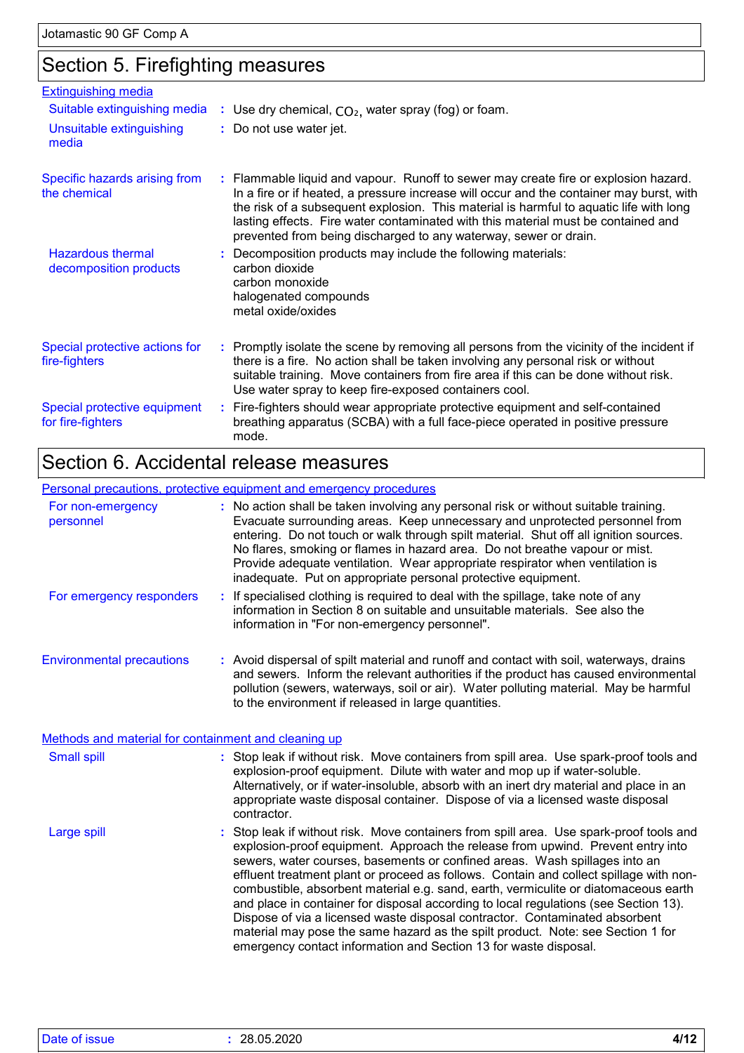## Section 5. Firefighting measures

### Extinguishing media

**Suitable extinguishing media** : Use dry chemical, $CO_2$, water spray (fog) or foam.

**Unsuitable extinguishing media** : Do not use water jet.

**Specific hazards arising from the chemical** : Flammable liquid and vapour. Runoff to sewer may create fire or explosion hazard. In a fire or if heated, a pressure increase will occur and the container may burst, with the risk of a subsequent explosion. This material is harmful to aquatic life with long lasting effects. Fire water contaminated with this material must be contained and prevented from being discharged to any waterway, sewer or drain.

**Hazardous thermal decomposition products** : Decomposition products may include the following materials:
carbon dioxide
carbon monoxide
halogenated compounds
metal oxide/oxides

**Special protective actions for fire-fighters** : Promptly isolate the scene by removing all persons from the vicinity of the incident if there is a fire. No action shall be taken involving any personal risk or without suitable training. Move containers from fire area if this can be done without risk. Use water spray to keep fire-exposed containers cool.

**Special protective equipment for fire-fighters** : Fire-fighters should wear appropriate protective equipment and self-contained breathing apparatus (SCBA) with a full face-piece operated in positive pressure mode.

## Section 6. Accidental release measures

### Personal precautions, protective equipment and emergency procedures

**For non-emergency personnel** : No action shall be taken involving any personal risk or without suitable training. Evacuate surrounding areas. Keep unnecessary and unprotected personnel from entering. Do not touch or walk through spilt material. Shut off all ignition sources. No flares, smoking or flames in hazard area. Do not breathe vapour or mist. Provide adequate ventilation. Wear appropriate respirator when ventilation is inadequate. Put on appropriate personal protective equipment.

**For emergency responders** : If specialised clothing is required to deal with the spillage, take note of any information in Section 8 on suitable and unsuitable materials. See also the information in "For non-emergency personnel".

**Environmental precautions** : Avoid dispersal of spilt material and runoff and contact with soil, waterways, drains and sewers. Inform the relevant authorities if the product has caused environmental pollution (sewers, waterways, soil or air). Water polluting material. May be harmful to the environment if released in large quantities.

### Methods and material for containment and cleaning up

**Small spill** : Stop leak if without risk. Move containers from spill area. Use spark-proof tools and explosion-proof equipment. Dilute with water and mop up if water-soluble. Alternatively, or if water-insoluble, absorb with an inert dry material and place in an appropriate waste disposal container. Dispose of via a licensed waste disposal contractor.

**Large spill** : Stop leak if without risk. Move containers from spill area. Use spark-proof tools and explosion-proof equipment. Approach the release from upwind. Prevent entry into sewers, water courses, basements or confined areas. Wash spillages into an effluent treatment plant or proceed as follows. Contain and collect spillage with non-combustible, absorbent material e.g. sand, earth, vermiculite or diatomaceous earth and place in container for disposal according to local regulations (see Section 13). Dispose of via a licensed waste disposal contractor. Contaminated absorbent material may pose the same hazard as the spilt product. Note: see Section 1 for emergency contact information and Section 13 for waste disposal.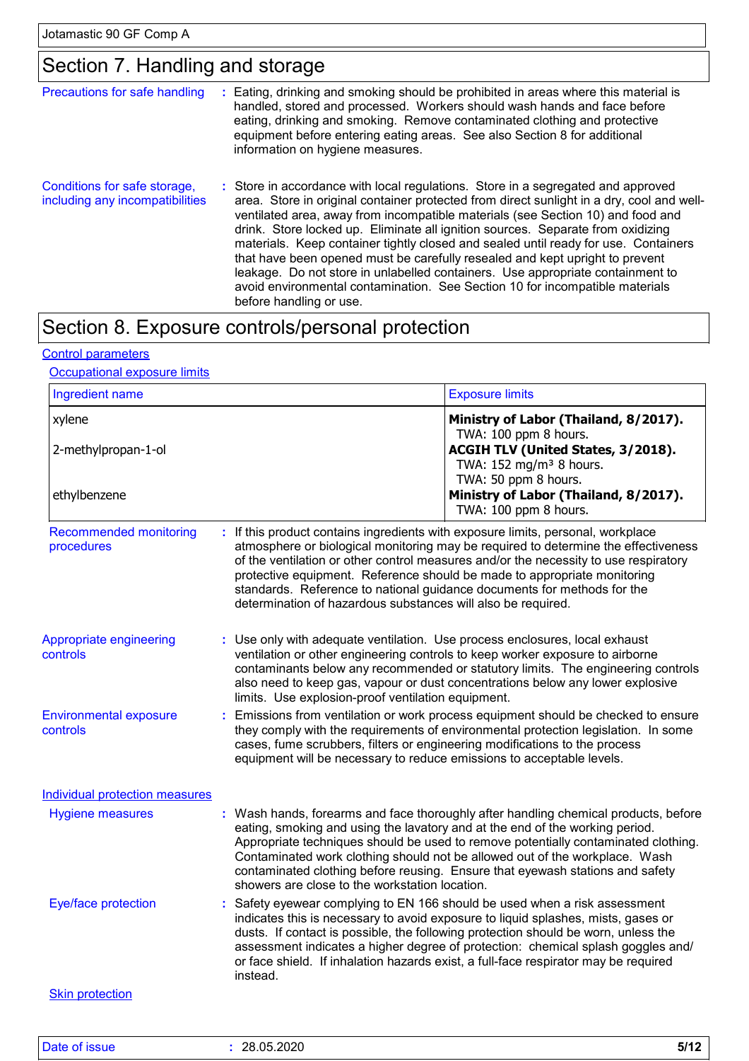## Section 7. Handling and storage

**Precautions for safe handling** : Eating, drinking and smoking should be prohibited in areas where this material is handled, stored and processed. Workers should wash hands and face before eating, drinking and smoking. Remove contaminated clothing and protective equipment before entering eating areas. See also Section 8 for additional information on hygiene measures.

**Conditions for safe storage, including any incompatibilities** : Store in accordance with local regulations. Store in a segregated and approved area. Store in original container protected from direct sunlight in a dry, cool and well-ventilated area, away from incompatible materials (see Section 10) and food and drink. Store locked up. Eliminate all ignition sources. Separate from oxidizing materials. Keep container tightly closed and sealed until ready for use. Containers that have been opened must be carefully resealed and kept upright to prevent leakage. Do not store in unlabelled containers. Use appropriate containment to avoid environmental contamination. See Section 10 for incompatible materials before handling or use.

## Section 8. Exposure controls/personal protection

### Control parameters

#### Occupational exposure limits

| Ingredient name | Exposure limits |
|---|---|
| xylene | **Ministry of Labor (Thailand, 8/2017).** TWA: 100 ppm 8 hours. |
| 2-methylpropan-1-ol | **ACGIH TLV (United States, 3/2018).** TWA: 152 mg/m³ 8 hours. TWA: 50 ppm 8 hours. |
| ethylbenzene | **Ministry of Labor (Thailand, 8/2017).** TWA: 100 ppm 8 hours. |

**Recommended monitoring procedures** : If this product contains ingredients with exposure limits, personal, workplace atmosphere or biological monitoring may be required to determine the effectiveness of the ventilation or other control measures and/or the necessity to use respiratory protective equipment. Reference should be made to appropriate monitoring standards. Reference to national guidance documents for methods for the determination of hazardous substances will also be required.

**Appropriate engineering controls** : Use only with adequate ventilation. Use process enclosures, local exhaust ventilation or other engineering controls to keep worker exposure to airborne contaminants below any recommended or statutory limits. The engineering controls also need to keep gas, vapour or dust concentrations below any lower explosive limits. Use explosion-proof ventilation equipment.

**Environmental exposure controls** : Emissions from ventilation or work process equipment should be checked to ensure they comply with the requirements of environmental protection legislation. In some cases, fume scrubbers, filters or engineering modifications to the process equipment will be necessary to reduce emissions to acceptable levels.

### Individual protection measures

**Hygiene measures** : Wash hands, forearms and face thoroughly after handling chemical products, before eating, smoking and using the lavatory and at the end of the working period. Appropriate techniques should be used to remove potentially contaminated clothing. Contaminated work clothing should not be allowed out of the workplace. Wash contaminated clothing before reusing. Ensure that eyewash stations and safety showers are close to the workstation location.

**Eye/face protection** : Safety eyewear complying to EN 166 should be used when a risk assessment indicates this is necessary to avoid exposure to liquid splashes, mists, gases or dusts. If contact is possible, the following protection should be worn, unless the assessment indicates a higher degree of protection: chemical splash goggles and/or face shield. If inhalation hazards exist, a full-face respirator may be required instead.

#### Skin protection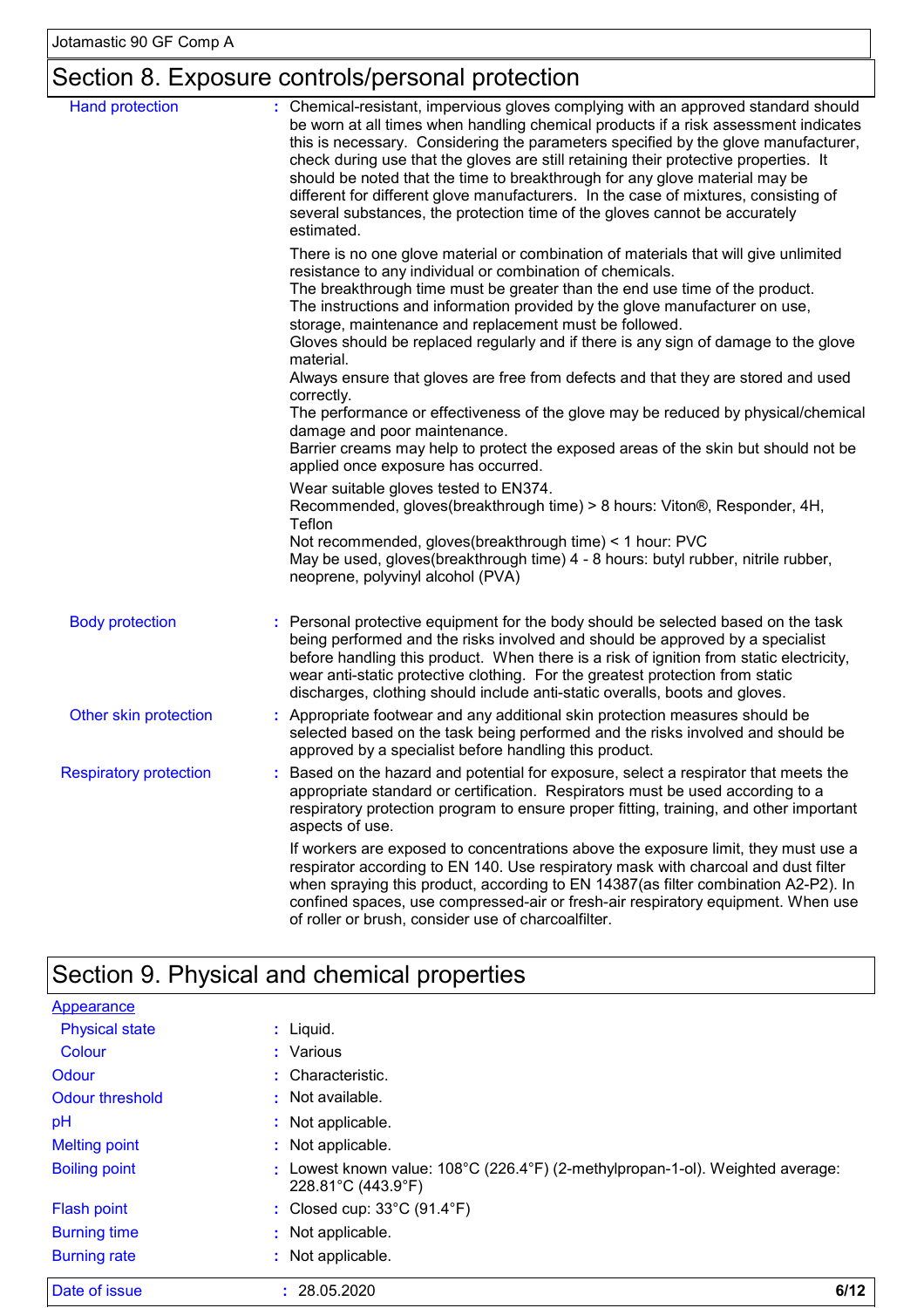## Section 8. Exposure controls/personal protection

**Hand protection** : Chemical-resistant, impervious gloves complying with an approved standard should be worn at all times when handling chemical products if a risk assessment indicates this is necessary. Considering the parameters specified by the glove manufacturer, check during use that the gloves are still retaining their protective properties. It should be noted that the time to breakthrough for any glove material may be different for different glove manufacturers. In the case of mixtures, consisting of several substances, the protection time of the gloves cannot be accurately estimated.

There is no one glove material or combination of materials that will give unlimited resistance to any individual or combination of chemicals.
The breakthrough time must be greater than the end use time of the product.
The instructions and information provided by the glove manufacturer on use, storage, maintenance and replacement must be followed.
Gloves should be replaced regularly and if there is any sign of damage to the glove material.
Always ensure that gloves are free from defects and that they are stored and used correctly.
The performance or effectiveness of the glove may be reduced by physical/chemical damage and poor maintenance.
Barrier creams may help to protect the exposed areas of the skin but should not be applied once exposure has occurred.

Wear suitable gloves tested to EN374.
Recommended, gloves(breakthrough time) > 8 hours: Viton®, Responder, 4H, Teflon
Not recommended, gloves(breakthrough time) < 1 hour: PVC
May be used, gloves(breakthrough time) 4 - 8 hours: butyl rubber, nitrile rubber, neoprene, polyvinyl alcohol (PVA)

**Body protection** : Personal protective equipment for the body should be selected based on the task being performed and the risks involved and should be approved by a specialist before handling this product. When there is a risk of ignition from static electricity, wear anti-static protective clothing. For the greatest protection from static discharges, clothing should include anti-static overalls, boots and gloves.

**Other skin protection** : Appropriate footwear and any additional skin protection measures should be selected based on the task being performed and the risks involved and should be approved by a specialist before handling this product.

**Respiratory protection** : Based on the hazard and potential for exposure, select a respirator that meets the appropriate standard or certification. Respirators must be used according to a respiratory protection program to ensure proper fitting, training, and other important aspects of use.

If workers are exposed to concentrations above the exposure limit, they must use a respirator according to EN 140. Use respiratory mask with charcoal and dust filter when spraying this product, according to EN 14387(as filter combination A2-P2). In confined spaces, use compressed-air or fresh-air respiratory equipment. When use of roller or brush, consider use of charcoalfilter.

## Section 9. Physical and chemical properties

**Appearance**

| Property | Value |
|---|---|
| Physical state | Liquid. |
| Colour | Various |
| Odour | Characteristic. |
| Odour threshold | Not available. |
| pH | Not applicable. |
| Melting point | Not applicable. |
| Boiling point | Lowest known value: 108°C (226.4°F) (2-methylpropan-1-ol). Weighted average: 228.81°C (443.9°F) |
| Flash point | Closed cup: 33°C (91.4°F) |
| Burning time | Not applicable. |
| Burning rate | Not applicable. |

Date of issue : 28.05.2020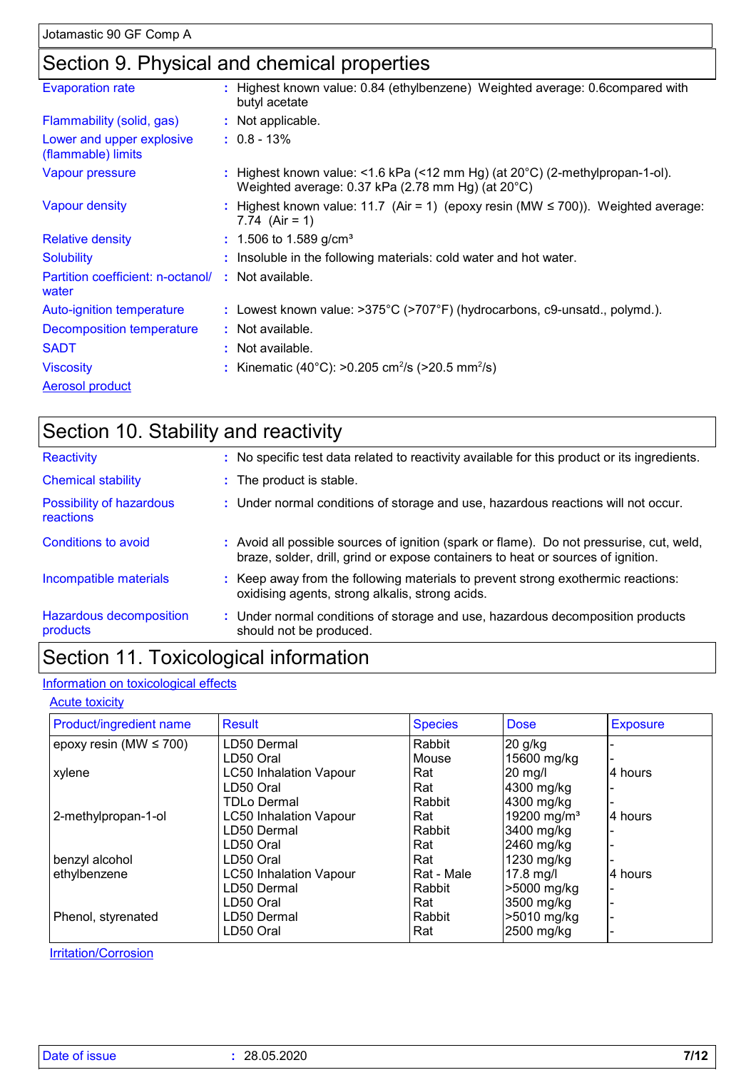## Section 9. Physical and chemical properties

| | |
|---|---|
| Evaporation rate | : Highest known value: 0.84 (ethylbenzene) Weighted average: 0.6compared with butyl acetate |
| Flammability (solid, gas) | : Not applicable. |
| Lower and upper explosive (flammable) limits | : 0.8 - 13% |
| Vapour pressure | : Highest known value: <1.6 kPa (<12 mm Hg) (at 20°C) (2-methylpropan-1-ol). Weighted average: 0.37 kPa (2.78 mm Hg) (at 20°C) |
| Vapour density | : Highest known value: 11.7 (Air = 1) (epoxy resin (MW ≤ 700)). Weighted average: 7.74 (Air = 1) |
| Relative density | : 1.506 to 1.589 g/cm³ |
| Solubility | : Insoluble in the following materials: cold water and hot water. |
| Partition coefficient: n-octanol/ water | : Not available. |
| Auto-ignition temperature | : Lowest known value: >375°C (>707°F) (hydrocarbons, c9-unsatd., polymd.). |
| Decomposition temperature | : Not available. |
| SADT | : Not available. |
| Viscosity | : Kinematic (40°C): >0.205 $cm^2/s$ (>20.5 $mm^2/s$) |
| Aerosol product | |

## Section 10. Stability and reactivity

| | |
|---|---|
| Reactivity | : No specific test data related to reactivity available for this product or its ingredients. |
| Chemical stability | : The product is stable. |
| Possibility of hazardous reactions | : Under normal conditions of storage and use, hazardous reactions will not occur. |
| Conditions to avoid | : Avoid all possible sources of ignition (spark or flame). Do not pressurise, cut, weld, braze, solder, drill, grind or expose containers to heat or sources of ignition. |
| Incompatible materials | : Keep away from the following materials to prevent strong exothermic reactions: oxidising agents, strong alkalis, strong acids. |
| Hazardous decomposition products | : Under normal conditions of storage and use, hazardous decomposition products should not be produced. |

## Section 11. Toxicological information

Information on toxicological effects

Acute toxicity

| Product/ingredient name | Result | Species | Dose | Exposure |
|---|---|---|---|---|
| epoxy resin (MW ≤ 700) | LD50 Dermal | Rabbit | 20 g/kg | - |
| | LD50 Oral | Mouse | 15600 mg/kg | - |
| xylene | LC50 Inhalation Vapour | Rat | 20 mg/l | 4 hours |
| | LD50 Oral | Rat | 4300 mg/kg | - |
| | TDLo Dermal | Rabbit | 4300 mg/kg | - |
| 2-methylpropan-1-ol | LC50 Inhalation Vapour | Rat | 19200 mg/m³ | 4 hours |
| | LD50 Dermal | Rabbit | 3400 mg/kg | - |
| | LD50 Oral | Rat | 2460 mg/kg | - |
| benzyl alcohol | LD50 Oral | Rat | 1230 mg/kg | - |
| ethylbenzene | LC50 Inhalation Vapour | Rat - Male | 17.8 mg/l | 4 hours |
| | LD50 Dermal | Rabbit | >5000 mg/kg | - |
| | LD50 Oral | Rat | 3500 mg/kg | - |
| Phenol, styrenated | LD50 Dermal | Rabbit | >5010 mg/kg | - |
| | LD50 Oral | Rat | 2500 mg/kg | - |

Irritation/Corrosion

Date of issue : 28.05.2020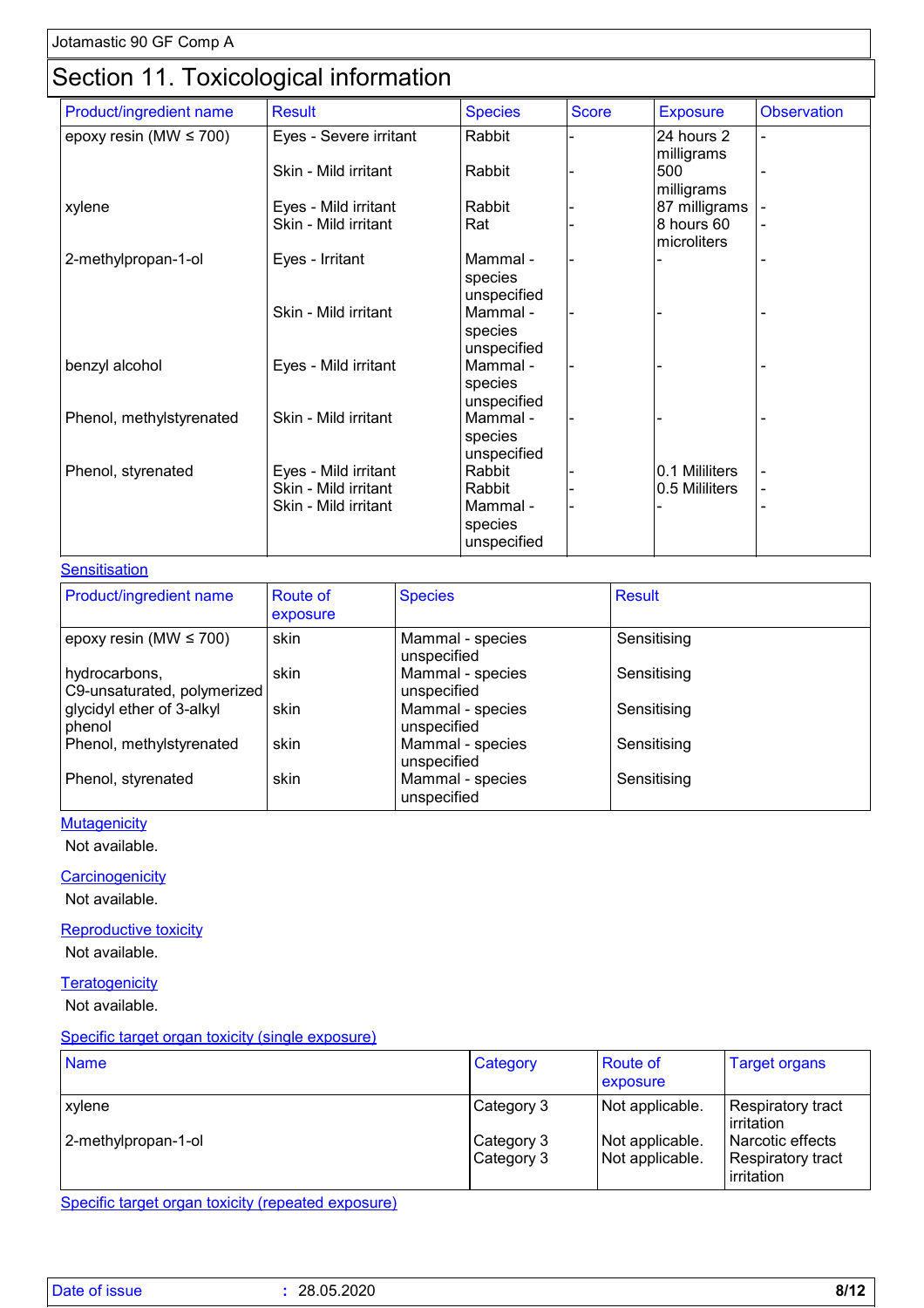## Section 11. Toxicological information

| Product/ingredient name | Result | Species | Score | Exposure | Observation |
|---|---|---|---|---|---|
| epoxy resin (MW ≤ 700) | Eyes - Severe irritant | Rabbit | - | 24 hours 2 milligrams | - |
| | Skin - Mild irritant | Rabbit | - | 500 milligrams | - |
| xylene | Eyes - Mild irritant | Rabbit | - | 87 milligrams | - |
| | Skin - Mild irritant | Rat | - | 8 hours 60 microliters | - |
| 2-methylpropan-1-ol | Eyes - Irritant | Mammal - species unspecified | - | - | - |
| | Skin - Mild irritant | Mammal - species unspecified | - | - | - |
| benzyl alcohol | Eyes - Mild irritant | Mammal - species unspecified | - | - | - |
| Phenol, methylstyrenated | Skin - Mild irritant | Mammal - species unspecified | - | - | - |
| Phenol, styrenated | Eyes - Mild irritant | Rabbit | - | 0.1 Mililiters | - |
| | Skin - Mild irritant | Rabbit | - | 0.5 Mililiters | - |
| | Skin - Mild irritant | Mammal - species unspecified | - | - | - |

### Sensitisation

| Product/ingredient name | Route of exposure | Species | Result |
|---|---|---|---|
| epoxy resin (MW ≤ 700) | skin | Mammal - species unspecified | Sensitising |
| hydrocarbons, C9-unsaturated, polymerized | skin | Mammal - species unspecified | Sensitising |
| glycidyl ether of 3-alkyl phenol | skin | Mammal - species unspecified | Sensitising |
| Phenol, methylstyrenated | skin | Mammal - species unspecified | Sensitising |
| Phenol, styrenated | skin | Mammal - species unspecified | Sensitising |

### Mutagenicity

Not available.

### Carcinogenicity

Not available.

### Reproductive toxicity

Not available.

### Teratogenicity

Not available.

### Specific target organ toxicity (single exposure)

| Name | Category | Route of exposure | Target organs |
|---|---|---|---|
| xylene | Category 3 | Not applicable. | Respiratory tract irritation |
| 2-methylpropan-1-ol | Category 3 | Not applicable. | Narcotic effects |
| | Category 3 | Not applicable. | Respiratory tract irritation |

### Specific target organ toxicity (repeated exposure)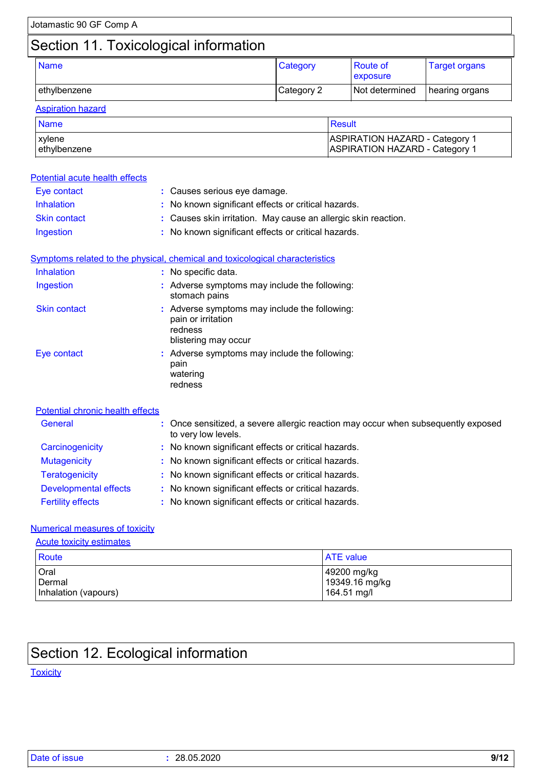# Section 11. Toxicological information

| Name | Category | Route of exposure | Target organs |
|---|---|---|---|
| ethylbenzene | Category 2 | Not determined | hearing organs |

**Aspiration hazard**

| Name | Result |
|---|---|
| xylene<br>ethylbenzene | ASPIRATION HAZARD - Category 1<br>ASPIRATION HAZARD - Category 1 |

**Potential acute health effects**

- **Eye contact** : Causes serious eye damage.
- **Inhalation** : No known significant effects or critical hazards.
- **Skin contact** : Causes skin irritation. May cause an allergic skin reaction.
- **Ingestion** : No known significant effects or critical hazards.

**Symptoms related to the physical, chemical and toxicological characteristics**

- **Inhalation** : No specific data.
- **Ingestion** : Adverse symptoms may include the following:
  stomach pains
- **Skin contact** : Adverse symptoms may include the following:
  pain or irritation
  redness
  blistering may occur
- **Eye contact** : Adverse symptoms may include the following:
  pain
  watering
  redness

**Potential chronic health effects**

- **General** : Once sensitized, a severe allergic reaction may occur when subsequently exposed to very low levels.
- **Carcinogenicity** : No known significant effects or critical hazards.
- **Mutagenicity** : No known significant effects or critical hazards.
- **Teratogenicity** : No known significant effects or critical hazards.
- **Developmental effects** : No known significant effects or critical hazards.
- **Fertility effects** : No known significant effects or critical hazards.

**Numerical measures of toxicity**

**Acute toxicity estimates**

| Route | ATE value |
|---|---|
| Oral<br>Dermal<br>Inhalation (vapours) | 49200 mg/kg<br>19349.16 mg/kg<br>164.51 mg/l |

# Section 12. Ecological information

**Toxicity**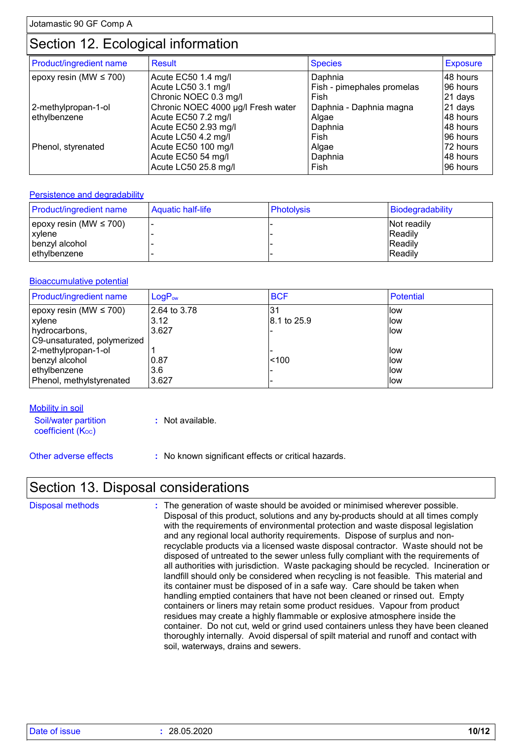Jotamastic 90 GF Comp A

## Section 12. Ecological information

| Product/ingredient name | Result | Species | Exposure |
|---|---|---|---|
| epoxy resin (MW ≤ 700) | Acute EC50 1.4 mg/l | Daphnia | 48 hours |
| | Acute LC50 3.1 mg/l | Fish - pimephales promelas | 96 hours |
| | Chronic NOEC 0.3 mg/l | Fish | 21 days |
| 2-methylpropan-1-ol | Chronic NOEC 4000 µg/l Fresh water | Daphnia - Daphnia magna | 21 days |
| ethylbenzene | Acute EC50 7.2 mg/l | Algae | 48 hours |
| | Acute EC50 2.93 mg/l | Daphnia | 48 hours |
| | Acute LC50 4.2 mg/l | Fish | 96 hours |
| Phenol, styrenated | Acute EC50 100 mg/l | Algae | 72 hours |
| | Acute EC50 54 mg/l | Daphnia | 48 hours |
| | Acute LC50 25.8 mg/l | Fish | 96 hours |

### Persistence and degradability

| Product/ingredient name | Aquatic half-life | Photolysis | Biodegradability |
|---|---|---|---|
| epoxy resin (MW ≤ 700) | - | - | Not readily |
| xylene | - | - | Readily |
| benzyl alcohol | - | - | Readily |
| ethylbenzene | - | - | Readily |

### Bioaccumulative potential

| Product/ingredient name | $LogP_{ow}$ | BCF | Potential |
|---|---|---|---|
| epoxy resin (MW ≤ 700) | 2.64 to 3.78 | 31 | low |
| xylene | 3.12 | 8.1 to 25.9 | low |
| hydrocarbons, C9-unsaturated, polymerized | 3.627 | - | low |
| 2-methylpropan-1-ol | 1 | - | low |
| benzyl alcohol | 0.87 | <100 | low |
| ethylbenzene | 3.6 | - | low |
| Phenol, methylstyrenated | 3.627 | - | low |

### Mobility in soil

Soil/water partition coefficient ($K_{OC}$) : Not available.

Other adverse effects : No known significant effects or critical hazards.

## Section 13. Disposal considerations

Disposal methods : The generation of waste should be avoided or minimised wherever possible. Disposal of this product, solutions and any by-products should at all times comply with the requirements of environmental protection and waste disposal legislation and any regional local authority requirements. Dispose of surplus and non-recyclable products via a licensed waste disposal contractor. Waste should not be disposed of untreated to the sewer unless fully compliant with the requirements of all authorities with jurisdiction. Waste packaging should be recycled. Incineration or landfill should only be considered when recycling is not feasible. This material and its container must be disposed of in a safe way. Care should be taken when handling emptied containers that have not been cleaned or rinsed out. Empty containers or liners may retain some product residues. Vapour from product residues may create a highly flammable or explosive atmosphere inside the container. Do not cut, weld or grind used containers unless they have been cleaned thoroughly internally. Avoid dispersal of spilt material and runoff and contact with soil, waterways, drains and sewers.

Date of issue : 28.05.2020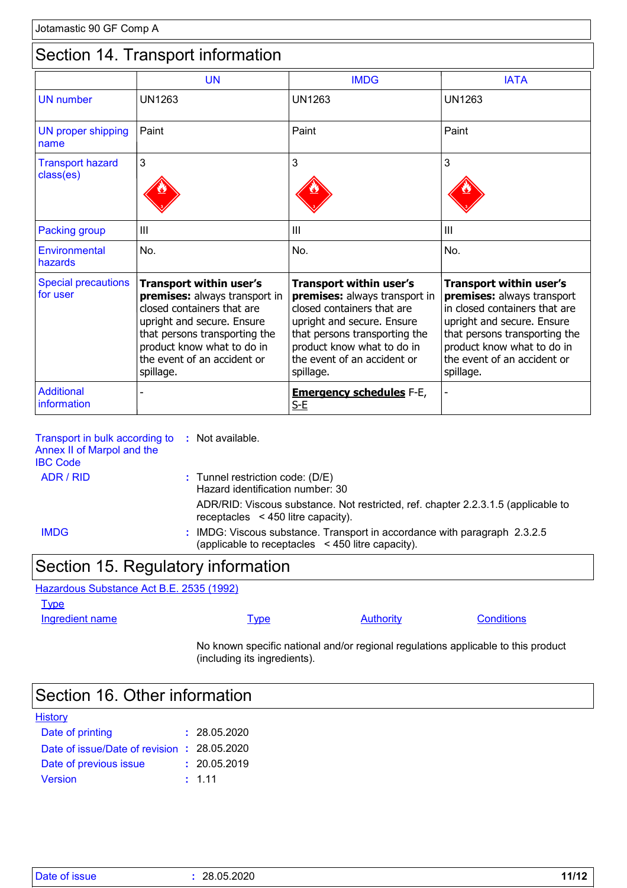Jotamastic 90 GF Comp A

## Section 14. Transport information

| | UN | IMDG | IATA |
|---|---|---|---|
| UN number | UN1263 | UN1263 | UN1263 |
| UN proper shipping name | Paint | Paint | Paint |
| Transport hazard class(es) | 3 | 3 | 3 |
| Packing group | III | III | III |
| Environmental hazards | No. | No. | No. |
| Special precautions for user | **Transport within user's premises:** always transport in closed containers that are upright and secure. Ensure that persons transporting the product know what to do in the event of an accident or spillage. | **Transport within user's premises:** always transport in closed containers that are upright and secure. Ensure that persons transporting the product know what to do in the event of an accident or spillage. | **Transport within user's premises:** always transport in closed containers that are upright and secure. Ensure that persons transporting the product know what to do in the event of an accident or spillage. |
| Additional information | - | **Emergency schedules** F-E, S-E | - |

Transport in bulk according to Annex II of Marpol and the IBC Code : Not available.

ADR / RID : Tunnel restriction code: (D/E)
Hazard identification number: 30

ADR/RID: Viscous substance. Not restricted, ref. chapter 2.2.3.1.5 (applicable to receptacles < 450 litre capacity).

IMDG : IMDG: Viscous substance. Transport in accordance with paragraph 2.3.2.5 (applicable to receptacles < 450 litre capacity).

## Section 15. Regulatory information

Hazardous Substance Act B.E. 2535 (1992)

Type

| Ingredient name | Type | Authority | Conditions |
|---|---|---|---|

No known specific national and/or regional regulations applicable to this product (including its ingredients).

## Section 16. Other information

History

Date of printing : 28.05.2020

Date of issue/Date of revision : 28.05.2020

Date of previous issue : 20.05.2019

Version : 1.11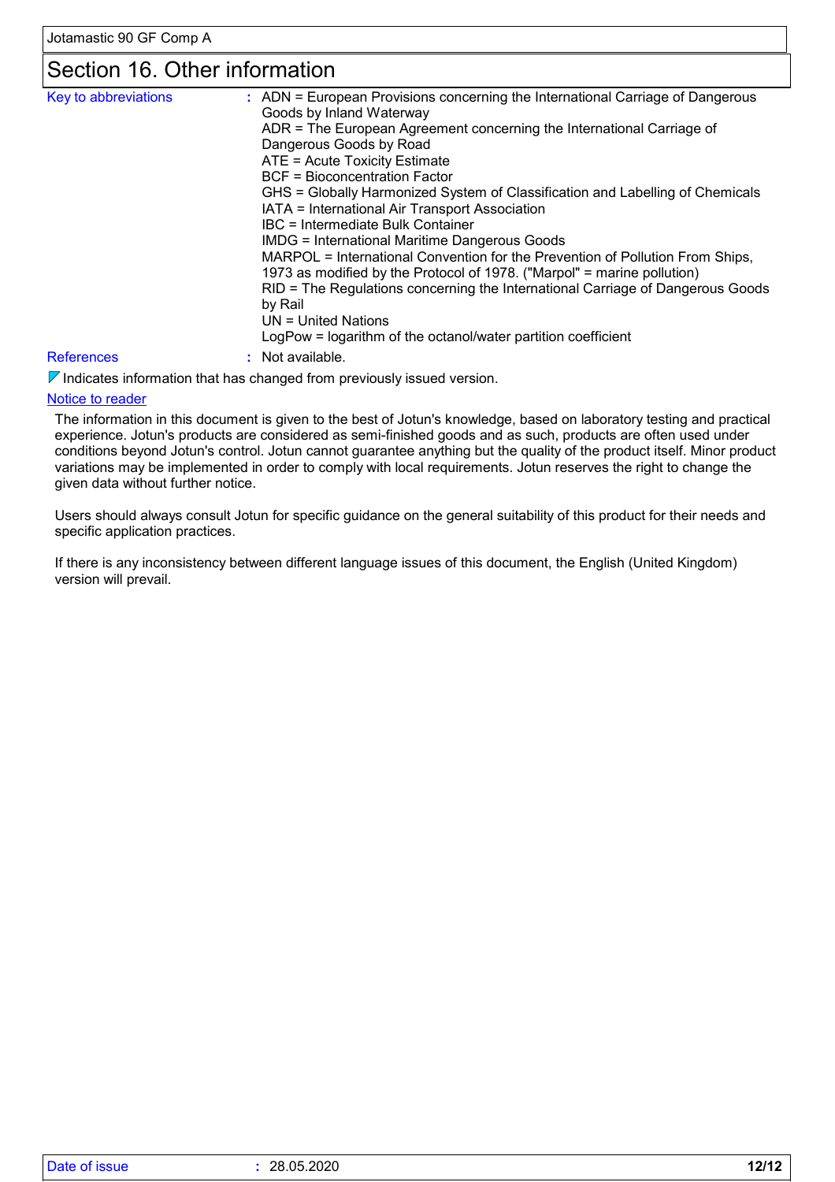## Section 16. Other information

| | |
|---|---|
| Key to abbreviations | ADN = European Provisions concerning the International Carriage of Dangerous Goods by Inland Waterway<br>ADR = The European Agreement concerning the International Carriage of Dangerous Goods by Road<br>ATE = Acute Toxicity Estimate<br>BCF = Bioconcentration Factor<br>GHS = Globally Harmonized System of Classification and Labelling of Chemicals<br>IATA = International Air Transport Association<br>IBC = Intermediate Bulk Container<br>IMDG = International Maritime Dangerous Goods<br>MARPOL = International Convention for the Prevention of Pollution From Ships, 1973 as modified by the Protocol of 1978. ("Marpol" = marine pollution)<br>RID = The Regulations concerning the International Carriage of Dangerous Goods by Rail<br>UN = United Nations<br>LogPow = logarithm of the octanol/water partition coefficient |
| References | Not available. |

Indicates information that has changed from previously issued version.

### Notice to reader

The information in this document is given to the best of Jotun's knowledge, based on laboratory testing and practical experience. Jotun's products are considered as semi-finished goods and as such, products are often used under conditions beyond Jotun's control. Jotun cannot guarantee anything but the quality of the product itself. Minor product variations may be implemented in order to comply with local requirements. Jotun reserves the right to change the given data without further notice.

Users should always consult Jotun for specific guidance on the general suitability of this product for their needs and specific application practices.

If there is any inconsistency between different language issues of this document, the English (United Kingdom) version will prevail.